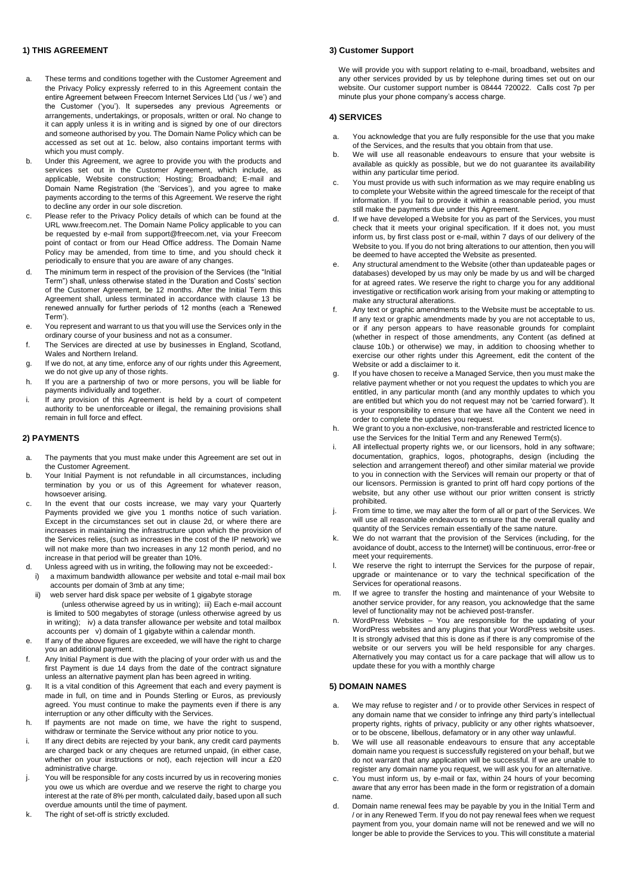## 1) THIS AGREEMENT

a. These terms and conditions together with the Customer Agreement and the Privacy Policy expressly referred to in this Agreement contain the entire Agreement between Freecom Internet Services Ltd ('us / we') and the Customer ('you'). It supersedes any previous Agreements or arrangements, undertakings, or proposals, written or oral. No change to it can apply unless it is in writing and is signed by one of our directors and someone authorised by you. The Domain Name Policy which can be accessed as set out at 1c. below, also contains important terms with which you must comply.

b. Under this Agreement, we agree to provide you with the products and services set out in the Customer Agreement, which include, as applicable, Website construction; Hosting; Broadband; E-mail and Domain Name Registration (the 'Services'), and you agree to make payments according to the terms of this Agreement. We reserve the right to decline any order in our sole discretion.

c. Please refer to the Privacy Policy details of which can be found at the URL www.freecom.net. The Domain Name Policy applicable to you can be requested by e-mail from support@freecom.net, via your Freecom point of contact or from our Head Office address. The Domain Name Policy may be amended, from time to time, and you should check it periodically to ensure that you are aware of any changes.

d. The minimum term in respect of the provision of the Services (the "Initial Term") shall, unless otherwise stated in the 'Duration and Costs' section of the Customer Agreement, be 12 months. After the Initial Term this Agreement shall, unless terminated in accordance with clause 13 be renewed annually for further periods of 12 months (each a 'Renewed Term').

e. You represent and warrant to us that you will use the Services only in the ordinary course of your business and not as a consumer.

f. The Services are directed at use by businesses in England, Scotland, Wales and Northern Ireland.

g. If we do not, at any time, enforce any of our rights under this Agreement, we do not give up any of those rights.

h. If you are a partnership of two or more persons, you will be liable for payments individually and together.

i. If any provision of this Agreement is held by a court of competent authority to be unenforceable or illegal, the remaining provisions shall remain in full force and effect.

## 2) PAYMENTS

a. The payments that you must make under this Agreement are set out in the Customer Agreement.

b. Your Initial Payment is not refundable in all circumstances, including termination by you or us of this Agreement for whatever reason, howsoever arising.

c. In the event that our costs increase, we may vary your Quarterly Payments provided we give you 1 months notice of such variation. Except in the circumstances set out in clause 2d, or where there are increases in maintaining the infrastructure upon which the provision of the Services relies, (such as increases in the cost of the IP network) we will not make more than two increases in any 12 month period, and no increase in that period will be greater than 10%.

d. Unless agreed with us in writing, the following may not be exceeded:-
   i) a maximum bandwidth allowance per website and total e-mail mail box accounts per domain of 3mb at any time;
   ii) web server hard disk space per website of 1 gigabyte storage (unless otherwise agreed by us in writing); iii) Each e-mail account is limited to 500 megabytes of storage (unless otherwise agreed by us in writing); iv) a data transfer allowance per website and total mailbox accounts per v) domain of 1 gigabyte within a calendar month.

e. If any of the above figures are exceeded, we will have the right to charge you an additional payment.

f. Any Initial Payment is due with the placing of your order with us and the first Payment is due 14 days from the date of the contract signature unless an alternative payment plan has been agreed in writing.

g. It is a vital condition of this Agreement that each and every payment is made in full, on time and in Pounds Sterling or Euros, as previously agreed. You must continue to make the payments even if there is any interruption or any other difficulty with the Services.

h. If payments are not made on time, we have the right to suspend, withdraw or terminate the Service without any prior notice to you.

i. If any direct debits are rejected by your bank, any credit card payments are charged back or any cheques are returned unpaid, (in either case, whether on your instructions or not), each rejection will incur a £20 administrative charge.

j. You will be responsible for any costs incurred by us in recovering monies you owe us which are overdue and we reserve the right to charge you interest at the rate of 8% per month, calculated daily, based upon all such overdue amounts until the time of payment.

k. The right of set-off is strictly excluded.

## 3) Customer Support

We will provide you with support relating to e-mail, broadband, websites and any other services provided by us by telephone during times set out on our website. Our customer support number is 08444 720022. Calls cost 7p per minute plus your phone company's access charge.

## 4) SERVICES

a. You acknowledge that you are fully responsible for the use that you make of the Services, and the results that you obtain from that use.

b. We will use all reasonable endeavours to ensure that your website is available as quickly as possible, but we do not guarantee its availability within any particular time period.

c. You must provide us with such information as we may require enabling us to complete your Website within the agreed timescale for the receipt of that information. If you fail to provide it within a reasonable period, you must still make the payments due under this Agreement.

d. If we have developed a Website for you as part of the Services, you must check that it meets your original specification. If it does not, you must inform us, by first class post or e-mail, within 7 days of our delivery of the Website to you. If you do not bring alterations to our attention, then you will be deemed to have accepted the Website as presented.

e. Any structural amendment to the Website (other than updateable pages or databases) developed by us may only be made by us and will be charged for at agreed rates. We reserve the right to charge you for any additional investigative or rectification work arising from your making or attempting to make any structural alterations.

f. Any text or graphic amendments to the Website must be acceptable to us. If any text or graphic amendments made by you are not acceptable to us, or if any person appears to have reasonable grounds for complaint (whether in respect of those amendments, any Content (as defined at clause 10b.) or otherwise) we may, in addition to choosing whether to exercise our other rights under this Agreement, edit the content of the Website or add a disclaimer to it.

g. If you have chosen to receive a Managed Service, then you must make the relative payment whether or not you request the updates to which you are entitled, in any particular month (and any monthly updates to which you are entitled but which you do not request may not be 'carried forward'). It is your responsibility to ensure that we have all the Content we need in order to complete the updates you request.

h. We grant to you a non-exclusive, non-transferable and restricted licence to use the Services for the Initial Term and any Renewed Term(s).

i. All intellectual property rights we, or our licensors, hold in any software; documentation, graphics, logos, photographs, design (including the selection and arrangement thereof) and other similar material we provide to you in connection with the Services will remain our property or that of our licensors. Permission is granted to print off hard copy portions of the website, but any other use without our prior written consent is strictly prohibited.

j. From time to time, we may alter the form of all or part of the Services. We will use all reasonable endeavours to ensure that the overall quality and quantity of the Services remain essentially of the same nature.

k. We do not warrant that the provision of the Services (including, for the avoidance of doubt, access to the Internet) will be continuous, error-free or meet your requirements.

l. We reserve the right to interrupt the Services for the purpose of repair, upgrade or maintenance or to vary the technical specification of the Services for operational reasons.

m. If we agree to transfer the hosting and maintenance of your Website to another service provider, for any reason, you acknowledge that the same level of functionality may not be achieved post-transfer.

n. WordPress Websites – You are responsible for the updating of your WordPress websites and any plugins that your WordPress website uses. It is strongly advised that this is done as if there is any compromise of the website or our servers you will be held responsible for any charges. Alternatively you may contact us for a care package that will allow us to update these for you with a monthly charge

## 5) DOMAIN NAMES

a. We may refuse to register and / or to provide other Services in respect of any domain name that we consider to infringe any third party's intellectual property rights, rights of privacy, publicity or any other rights whatsoever, or to be obscene, libellous, defamatory or in any other way unlawful.

b. We will use all reasonable endeavours to ensure that any acceptable domain name you request is successfully registered on your behalf, but we do not warrant that any application will be successful. If we are unable to register any domain name you request, we will ask you for an alternative.

c. You must inform us, by e-mail or fax, within 24 hours of your becoming aware that any error has been made in the form or registration of a domain name.

d. Domain name renewal fees may be payable by you in the Initial Term and / or in any Renewed Term. If you do not pay renewal fees when we request payment from you, your domain name will not be renewed and we will no longer be able to provide the Services to you. This will constitute a material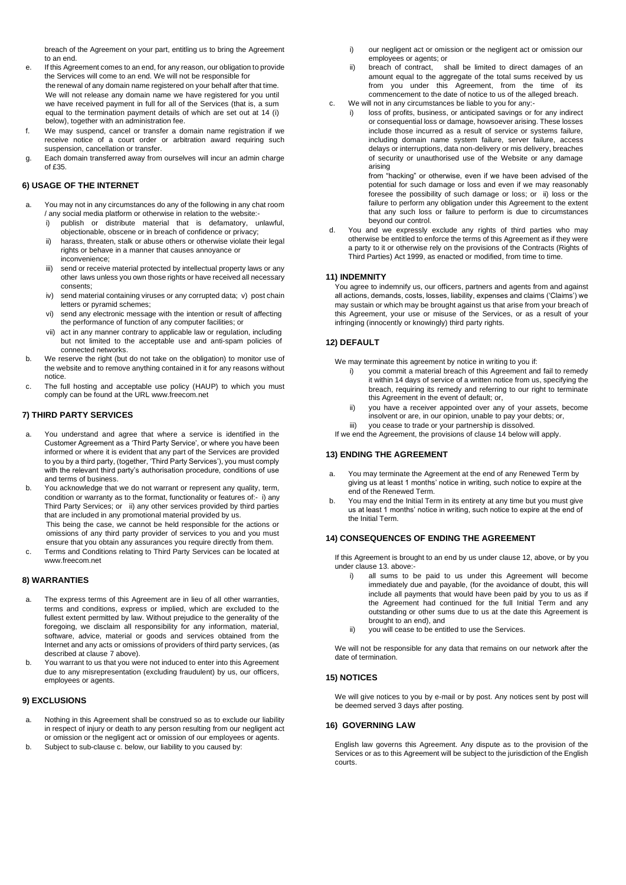breach of the Agreement on your part, entitling us to bring the Agreement to an end.

e. If this Agreement comes to an end, for any reason, our obligation to provide the Services will come to an end. We will not be responsible for the renewal of any domain name registered on your behalf after that time. We will not release any domain name we have registered for you until we have received payment in full for all of the Services (that is, a sum equal to the termination payment details of which are set out at 14 (i) below), together with an administration fee.

f. We may suspend, cancel or transfer a domain name registration if we receive notice of a court order or arbitration award requiring such suspension, cancellation or transfer.

g. Each domain transferred away from ourselves will incur an admin charge of £35.

### 6) USAGE OF THE INTERNET

a. You may not in any circumstances do any of the following in any chat room / any social media platform or otherwise in relation to the website:-
   i) publish or distribute material that is defamatory, unlawful, objectionable, obscene or in breach of confidence or privacy;
   ii) harass, threaten, stalk or abuse others or otherwise violate their legal rights or behave in a manner that causes annoyance or inconvenience;
   iii) send or receive material protected by intellectual property laws or any other laws unless you own those rights or have received all necessary consents;
   iv) send material containing viruses or any corrupted data; v) post chain letters or pyramid schemes;
   vi) send any electronic message with the intention or result of affecting the performance of function of any computer facilities; or
   vii) act in any manner contrary to applicable law or regulation, including but not limited to the acceptable use and anti-spam policies of connected networks.

b. We reserve the right (but do not take on the obligation) to monitor use of the website and to remove anything contained in it for any reasons without notice.

c. The full hosting and acceptable use policy (HAUP) to which you must comply can be found at the URL www.freecom.net

### 7) THIRD PARTY SERVICES

a. You understand and agree that where a service is identified in the Customer Agreement as a 'Third Party Service', or where you have been informed or where it is evident that any part of the Services are provided to you by a third party, (together, 'Third Party Services'), you must comply with the relevant third party's authorisation procedure, conditions of use and terms of business.

b. You acknowledge that we do not warrant or represent any quality, term, condition or warranty as to the format, functionality or features of:- i) any Third Party Services; or ii) any other services provided by third parties that are included in any promotional material provided by us.
This being the case, we cannot be held responsible for the actions or omissions of any third party provider of services to you and you must ensure that you obtain any assurances you require directly from them.

c. Terms and Conditions relating to Third Party Services can be located at www.freecom.net

### 8) WARRANTIES

a. The express terms of this Agreement are in lieu of all other warranties, terms and conditions, express or implied, which are excluded to the fullest extent permitted by law. Without prejudice to the generality of the foregoing, we disclaim all responsibility for any information, material, software, advice, material or goods and services obtained from the Internet and any acts or omissions of providers of third party services, (as described at clause 7 above).

b. You warrant to us that you were not induced to enter into this Agreement due to any misrepresentation (excluding fraudulent) by us, our officers, employees or agents.

### 9) EXCLUSIONS

a. Nothing in this Agreement shall be construed so as to exclude our liability in respect of injury or death to any person resulting from our negligent act or omission or the negligent act or omission of our employees or agents.

b. Subject to sub-clause c. below, our liability to you caused by:
   i) our negligent act or omission or the negligent act or omission our employees or agents; or
   ii) breach of contract, shall be limited to direct damages of an amount equal to the aggregate of the total sums received by us from you under this Agreement, from the time of its commencement to the date of notice to us of the alleged breach.

c. We will not in any circumstances be liable to you for any:-
   i) loss of profits, business, or anticipated savings or for any indirect or consequential loss or damage, howsoever arising. These losses include those incurred as a result of service or systems failure, including domain name system failure, server failure, access delays or interruptions, data non-delivery or mis delivery, breaches of security or unauthorised use of the Website or any damage arising from "hacking" or otherwise, even if we have been advised of the potential for such damage or loss and even if we may reasonably foresee the possibility of such damage or loss; or ii) loss or the failure to perform any obligation under this Agreement to the extent that any such loss or failure to perform is due to circumstances beyond our control.

d. You and we expressly exclude any rights of third parties who may otherwise be entitled to enforce the terms of this Agreement as if they were a party to it or otherwise rely on the provisions of the Contracts (Rights of Third Parties) Act 1999, as enacted or modified, from time to time.

### 11) INDEMNITY

You agree to indemnify us, our officers, partners and agents from and against all actions, demands, costs, losses, liability, expenses and claims ('Claims') we may sustain or which may be brought against us that arise from your breach of this Agreement, your use or misuse of the Services, or as a result of your infringing (innocently or knowingly) third party rights.

### 12) DEFAULT

We may terminate this agreement by notice in writing to you if:
   i) you commit a material breach of this Agreement and fail to remedy it within 14 days of service of a written notice from us, specifying the breach, requiring its remedy and referring to our right to terminate this Agreement in the event of default; or,
   ii) you have a receiver appointed over any of your assets, become insolvent or are, in our opinion, unable to pay your debts; or,
   iii) you cease to trade or your partnership is dissolved.

If we end the Agreement, the provisions of clause 14 below will apply.

### 13) ENDING THE AGREEMENT

a. You may terminate the Agreement at the end of any Renewed Term by giving us at least 1 months' notice in writing, such notice to expire at the end of the Renewed Term.

b. You may end the Initial Term in its entirety at any time but you must give us at least 1 months' notice in writing, such notice to expire at the end of the Initial Term.

### 14) CONSEQUENCES OF ENDING THE AGREEMENT

If this Agreement is brought to an end by us under clause 12, above, or by you under clause 13. above:-
   i) all sums to be paid to us under this Agreement will become immediately due and payable, (for the avoidance of doubt, this will include all payments that would have been paid by you to us as if the Agreement had continued for the full Initial Term and any outstanding or other sums due to us at the date this Agreement is brought to an end), and
   ii) you will cease to be entitled to use the Services.

We will not be responsible for any data that remains on our network after the date of termination.

### 15) NOTICES

We will give notices to you by e-mail or by post. Any notices sent by post will be deemed served 3 days after posting.

### 16) GOVERNING LAW

English law governs this Agreement. Any dispute as to the provision of the Services or as to this Agreement will be subject to the jurisdiction of the English courts.